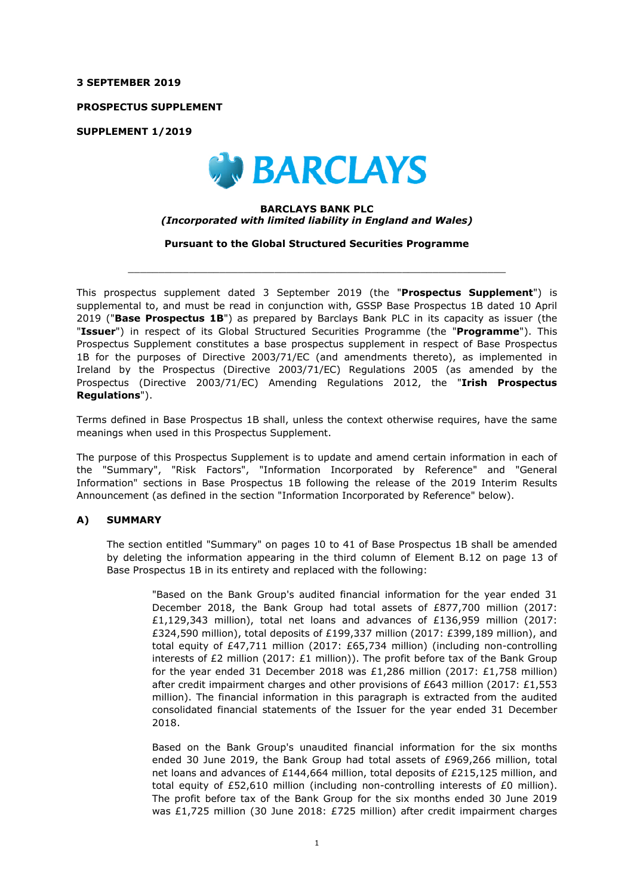**3 SEPTEMBER 2019**

**PROSPECTUS SUPPLEMENT**

**SUPPLEMENT 1/2019**

**BARCLAYS**

**BARCLAYS BANK PLC**
***(Incorporated with limited liability in England and Wales)***

**Pursuant to the Global Structured Securities Programme**

---

This prospectus supplement dated 3 September 2019 (the "**Prospectus Supplement**") is supplemental to, and must be read in conjunction with, GSSP Base Prospectus 1B dated 10 April 2019 ("**Base Prospectus 1B**") as prepared by Barclays Bank PLC in its capacity as issuer (the "**Issuer**") in respect of its Global Structured Securities Programme (the "**Programme**"). This Prospectus Supplement constitutes a base prospectus supplement in respect of Base Prospectus 1B for the purposes of Directive 2003/71/EC (and amendments thereto), as implemented in Ireland by the Prospectus (Directive 2003/71/EC) Regulations 2005 (as amended by the Prospectus (Directive 2003/71/EC) Amending Regulations 2012, the "**Irish Prospectus Regulations**").

Terms defined in Base Prospectus 1B shall, unless the context otherwise requires, have the same meanings when used in this Prospectus Supplement.

The purpose of this Prospectus Supplement is to update and amend certain information in each of the "Summary", "Risk Factors", "Information Incorporated by Reference" and "General Information" sections in Base Prospectus 1B following the release of the 2019 Interim Results Announcement (as defined in the section "Information Incorporated by Reference" below).

## A) SUMMARY

The section entitled "Summary" on pages 10 to 41 of Base Prospectus 1B shall be amended by deleting the information appearing in the third column of Element B.12 on page 13 of Base Prospectus 1B in its entirety and replaced with the following:

> "Based on the Bank Group's audited financial information for the year ended 31 December 2018, the Bank Group had total assets of £877,700 million (2017: £1,129,343 million), total net loans and advances of £136,959 million (2017: £324,590 million), total deposits of £199,337 million (2017: £399,189 million), and total equity of £47,711 million (2017: £65,734 million) (including non-controlling interests of £2 million (2017: £1 million)). The profit before tax of the Bank Group for the year ended 31 December 2018 was £1,286 million (2017: £1,758 million) after credit impairment charges and other provisions of £643 million (2017: £1,553 million). The financial information in this paragraph is extracted from the audited consolidated financial statements of the Issuer for the year ended 31 December 2018.
>
> Based on the Bank Group's unaudited financial information for the six months ended 30 June 2019, the Bank Group had total assets of £969,266 million, total net loans and advances of £144,664 million, total deposits of £215,125 million, and total equity of £52,610 million (including non-controlling interests of £0 million). The profit before tax of the Bank Group for the six months ended 30 June 2019 was £1,725 million (30 June 2018: £725 million) after credit impairment charges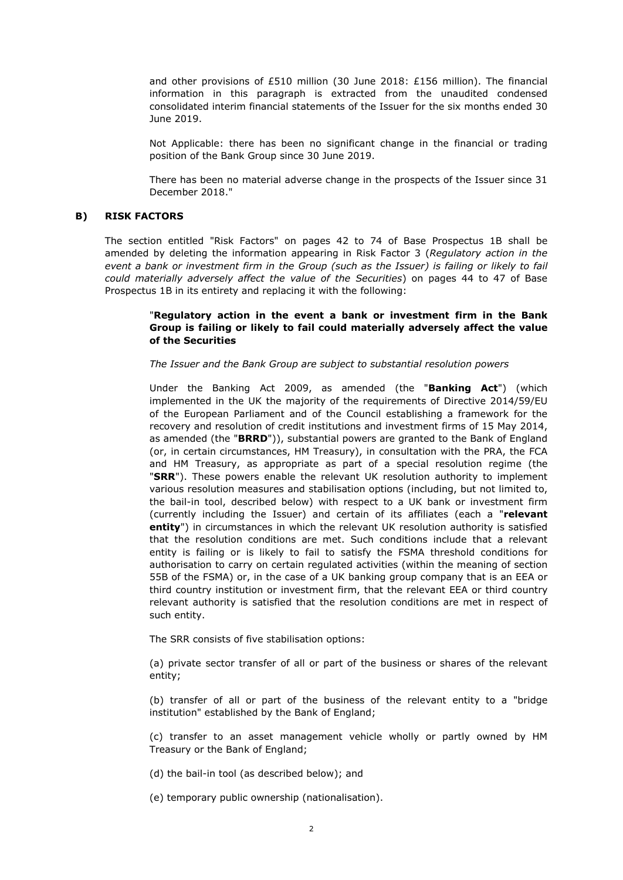and other provisions of £510 million (30 June 2018: £156 million). The financial information in this paragraph is extracted from the unaudited condensed consolidated interim financial statements of the Issuer for the six months ended 30 June 2019.

Not Applicable: there has been no significant change in the financial or trading position of the Bank Group since 30 June 2019.

There has been no material adverse change in the prospects of the Issuer since 31 December 2018."

## B) RISK FACTORS

The section entitled "Risk Factors" on pages 42 to 74 of Base Prospectus 1B shall be amended by deleting the information appearing in Risk Factor 3 (*Regulatory action in the event a bank or investment firm in the Group (such as the Issuer) is failing or likely to fail could materially adversely affect the value of the Securities*) on pages 44 to 47 of Base Prospectus 1B in its entirety and replacing it with the following:

"**Regulatory action in the event a bank or investment firm in the Bank Group is failing or likely to fail could materially adversely affect the value of the Securities**

*The Issuer and the Bank Group are subject to substantial resolution powers*

Under the Banking Act 2009, as amended (the "**Banking Act**") (which implemented in the UK the majority of the requirements of Directive 2014/59/EU of the European Parliament and of the Council establishing a framework for the recovery and resolution of credit institutions and investment firms of 15 May 2014, as amended (the "**BRRD**")), substantial powers are granted to the Bank of England (or, in certain circumstances, HM Treasury), in consultation with the PRA, the FCA and HM Treasury, as appropriate as part of a special resolution regime (the "**SRR**"). These powers enable the relevant UK resolution authority to implement various resolution measures and stabilisation options (including, but not limited to, the bail-in tool, described below) with respect to a UK bank or investment firm (currently including the Issuer) and certain of its affiliates (each a "**relevant entity**") in circumstances in which the relevant UK resolution authority is satisfied that the resolution conditions are met. Such conditions include that a relevant entity is failing or is likely to fail to satisfy the FSMA threshold conditions for authorisation to carry on certain regulated activities (within the meaning of section 55B of the FSMA) or, in the case of a UK banking group company that is an EEA or third country institution or investment firm, that the relevant EEA or third country relevant authority is satisfied that the resolution conditions are met in respect of such entity.

The SRR consists of five stabilisation options:

(a) private sector transfer of all or part of the business or shares of the relevant entity;

(b) transfer of all or part of the business of the relevant entity to a "bridge institution" established by the Bank of England;

(c) transfer to an asset management vehicle wholly or partly owned by HM Treasury or the Bank of England;

(d) the bail-in tool (as described below); and

(e) temporary public ownership (nationalisation).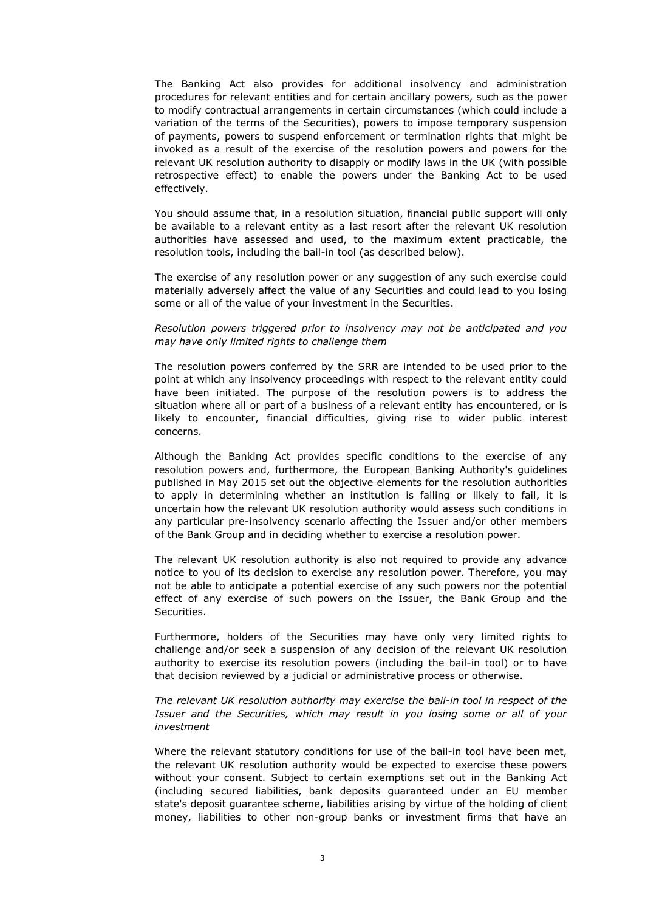The Banking Act also provides for additional insolvency and administration procedures for relevant entities and for certain ancillary powers, such as the power to modify contractual arrangements in certain circumstances (which could include a variation of the terms of the Securities), powers to impose temporary suspension of payments, powers to suspend enforcement or termination rights that might be invoked as a result of the exercise of the resolution powers and powers for the relevant UK resolution authority to disapply or modify laws in the UK (with possible retrospective effect) to enable the powers under the Banking Act to be used effectively.

You should assume that, in a resolution situation, financial public support will only be available to a relevant entity as a last resort after the relevant UK resolution authorities have assessed and used, to the maximum extent practicable, the resolution tools, including the bail-in tool (as described below).

The exercise of any resolution power or any suggestion of any such exercise could materially adversely affect the value of any Securities and could lead to you losing some or all of the value of your investment in the Securities.

*Resolution powers triggered prior to insolvency may not be anticipated and you may have only limited rights to challenge them*

The resolution powers conferred by the SRR are intended to be used prior to the point at which any insolvency proceedings with respect to the relevant entity could have been initiated. The purpose of the resolution powers is to address the situation where all or part of a business of a relevant entity has encountered, or is likely to encounter, financial difficulties, giving rise to wider public interest concerns.

Although the Banking Act provides specific conditions to the exercise of any resolution powers and, furthermore, the European Banking Authority's guidelines published in May 2015 set out the objective elements for the resolution authorities to apply in determining whether an institution is failing or likely to fail, it is uncertain how the relevant UK resolution authority would assess such conditions in any particular pre-insolvency scenario affecting the Issuer and/or other members of the Bank Group and in deciding whether to exercise a resolution power.

The relevant UK resolution authority is also not required to provide any advance notice to you of its decision to exercise any resolution power. Therefore, you may not be able to anticipate a potential exercise of any such powers nor the potential effect of any exercise of such powers on the Issuer, the Bank Group and the Securities.

Furthermore, holders of the Securities may have only very limited rights to challenge and/or seek a suspension of any decision of the relevant UK resolution authority to exercise its resolution powers (including the bail-in tool) or to have that decision reviewed by a judicial or administrative process or otherwise.

*The relevant UK resolution authority may exercise the bail-in tool in respect of the Issuer and the Securities, which may result in you losing some or all of your investment*

Where the relevant statutory conditions for use of the bail-in tool have been met, the relevant UK resolution authority would be expected to exercise these powers without your consent. Subject to certain exemptions set out in the Banking Act (including secured liabilities, bank deposits guaranteed under an EU member state's deposit guarantee scheme, liabilities arising by virtue of the holding of client money, liabilities to other non-group banks or investment firms that have an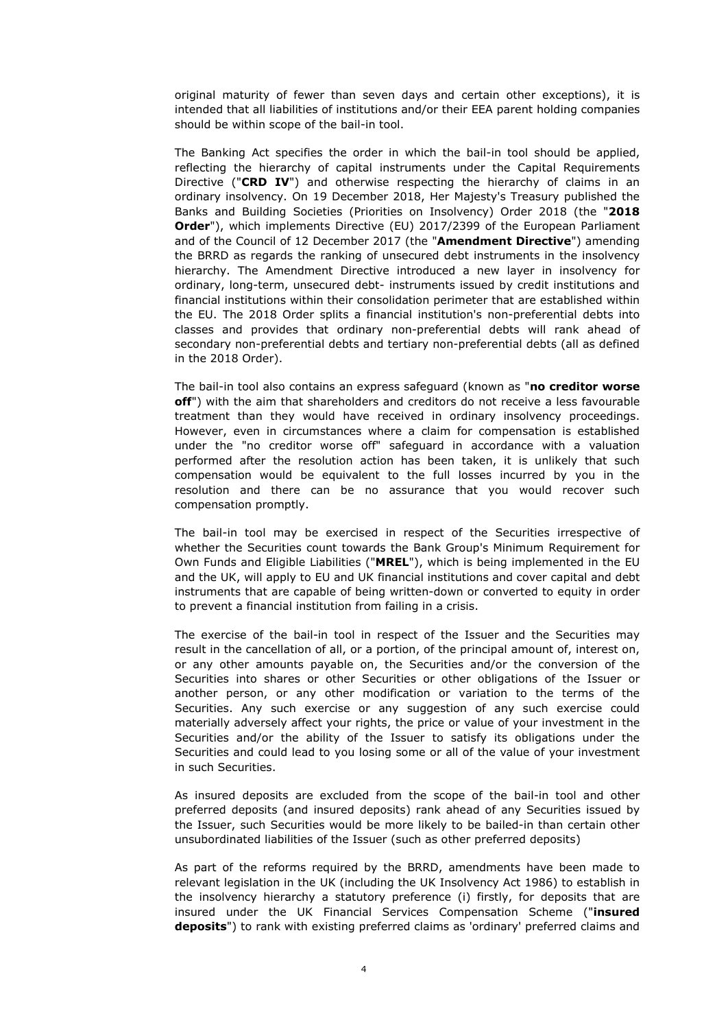original maturity of fewer than seven days and certain other exceptions), it is intended that all liabilities of institutions and/or their EEA parent holding companies should be within scope of the bail-in tool.

The Banking Act specifies the order in which the bail-in tool should be applied, reflecting the hierarchy of capital instruments under the Capital Requirements Directive ("**CRD IV**") and otherwise respecting the hierarchy of claims in an ordinary insolvency. On 19 December 2018, Her Majesty's Treasury published the Banks and Building Societies (Priorities on Insolvency) Order 2018 (the "**2018 Order**"), which implements Directive (EU) 2017/2399 of the European Parliament and of the Council of 12 December 2017 (the "**Amendment Directive**") amending the BRRD as regards the ranking of unsecured debt instruments in the insolvency hierarchy. The Amendment Directive introduced a new layer in insolvency for ordinary, long-term, unsecured debt- instruments issued by credit institutions and financial institutions within their consolidation perimeter that are established within the EU. The 2018 Order splits a financial institution's non-preferential debts into classes and provides that ordinary non-preferential debts will rank ahead of secondary non-preferential debts and tertiary non-preferential debts (all as defined in the 2018 Order).

The bail-in tool also contains an express safeguard (known as "**no creditor worse off**") with the aim that shareholders and creditors do not receive a less favourable treatment than they would have received in ordinary insolvency proceedings. However, even in circumstances where a claim for compensation is established under the "no creditor worse off" safeguard in accordance with a valuation performed after the resolution action has been taken, it is unlikely that such compensation would be equivalent to the full losses incurred by you in the resolution and there can be no assurance that you would recover such compensation promptly.

The bail-in tool may be exercised in respect of the Securities irrespective of whether the Securities count towards the Bank Group's Minimum Requirement for Own Funds and Eligible Liabilities ("**MREL**"), which is being implemented in the EU and the UK, will apply to EU and UK financial institutions and cover capital and debt instruments that are capable of being written-down or converted to equity in order to prevent a financial institution from failing in a crisis.

The exercise of the bail-in tool in respect of the Issuer and the Securities may result in the cancellation of all, or a portion, of the principal amount of, interest on, or any other amounts payable on, the Securities and/or the conversion of the Securities into shares or other Securities or other obligations of the Issuer or another person, or any other modification or variation to the terms of the Securities. Any such exercise or any suggestion of any such exercise could materially adversely affect your rights, the price or value of your investment in the Securities and/or the ability of the Issuer to satisfy its obligations under the Securities and could lead to you losing some or all of the value of your investment in such Securities.

As insured deposits are excluded from the scope of the bail-in tool and other preferred deposits (and insured deposits) rank ahead of any Securities issued by the Issuer, such Securities would be more likely to be bailed-in than certain other unsubordinated liabilities of the Issuer (such as other preferred deposits)

As part of the reforms required by the BRRD, amendments have been made to relevant legislation in the UK (including the UK Insolvency Act 1986) to establish in the insolvency hierarchy a statutory preference (i) firstly, for deposits that are insured under the UK Financial Services Compensation Scheme ("**insured deposits**") to rank with existing preferred claims as 'ordinary' preferred claims and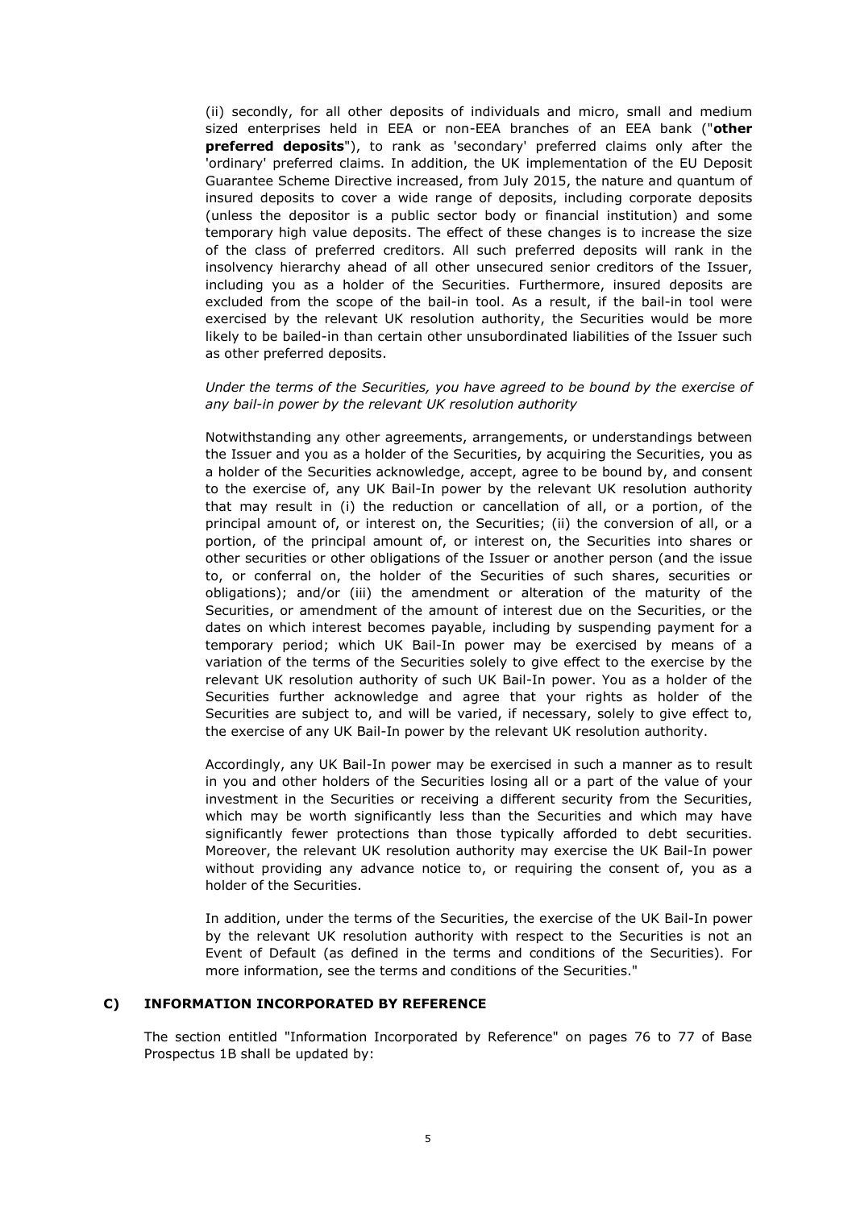(ii) secondly, for all other deposits of individuals and micro, small and medium sized enterprises held in EEA or non-EEA branches of an EEA bank ("**other preferred deposits**"), to rank as 'secondary' preferred claims only after the 'ordinary' preferred claims. In addition, the UK implementation of the EU Deposit Guarantee Scheme Directive increased, from July 2015, the nature and quantum of insured deposits to cover a wide range of deposits, including corporate deposits (unless the depositor is a public sector body or financial institution) and some temporary high value deposits. The effect of these changes is to increase the size of the class of preferred creditors. All such preferred deposits will rank in the insolvency hierarchy ahead of all other unsecured senior creditors of the Issuer, including you as a holder of the Securities. Furthermore, insured deposits are excluded from the scope of the bail-in tool. As a result, if the bail-in tool were exercised by the relevant UK resolution authority, the Securities would be more likely to be bailed-in than certain other unsubordinated liabilities of the Issuer such as other preferred deposits.

*Under the terms of the Securities, you have agreed to be bound by the exercise of any bail-in power by the relevant UK resolution authority*

Notwithstanding any other agreements, arrangements, or understandings between the Issuer and you as a holder of the Securities, by acquiring the Securities, you as a holder of the Securities acknowledge, accept, agree to be bound by, and consent to the exercise of, any UK Bail-In power by the relevant UK resolution authority that may result in (i) the reduction or cancellation of all, or a portion, of the principal amount of, or interest on, the Securities; (ii) the conversion of all, or a portion, of the principal amount of, or interest on, the Securities into shares or other securities or other obligations of the Issuer or another person (and the issue to, or conferral on, the holder of the Securities of such shares, securities or obligations); and/or (iii) the amendment or alteration of the maturity of the Securities, or amendment of the amount of interest due on the Securities, or the dates on which interest becomes payable, including by suspending payment for a temporary period; which UK Bail-In power may be exercised by means of a variation of the terms of the Securities solely to give effect to the exercise by the relevant UK resolution authority of such UK Bail-In power. You as a holder of the Securities further acknowledge and agree that your rights as holder of the Securities are subject to, and will be varied, if necessary, solely to give effect to, the exercise of any UK Bail-In power by the relevant UK resolution authority.

Accordingly, any UK Bail-In power may be exercised in such a manner as to result in you and other holders of the Securities losing all or a part of the value of your investment in the Securities or receiving a different security from the Securities, which may be worth significantly less than the Securities and which may have significantly fewer protections than those typically afforded to debt securities. Moreover, the relevant UK resolution authority may exercise the UK Bail-In power without providing any advance notice to, or requiring the consent of, you as a holder of the Securities.

In addition, under the terms of the Securities, the exercise of the UK Bail-In power by the relevant UK resolution authority with respect to the Securities is not an Event of Default (as defined in the terms and conditions of the Securities). For more information, see the terms and conditions of the Securities."

## C) INFORMATION INCORPORATED BY REFERENCE

The section entitled "Information Incorporated by Reference" on pages 76 to 77 of Base Prospectus 1B shall be updated by: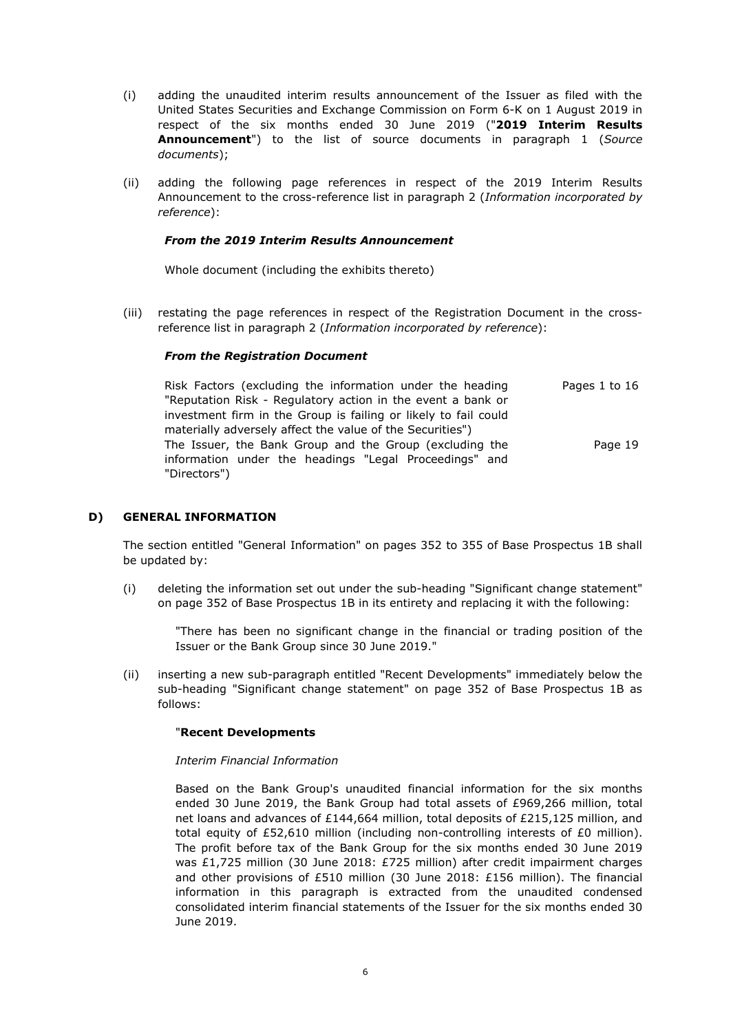(i) adding the unaudited interim results announcement of the Issuer as filed with the United States Securities and Exchange Commission on Form 6-K on 1 August 2019 in respect of the six months ended 30 June 2019 ("**2019 Interim Results Announcement**") to the list of source documents in paragraph 1 (*Source documents*);

(ii) adding the following page references in respect of the 2019 Interim Results Announcement to the cross-reference list in paragraph 2 (*Information incorporated by reference*):

***From the 2019 Interim Results Announcement***

Whole document (including the exhibits thereto)

(iii) restating the page references in respect of the Registration Document in the cross-reference list in paragraph 2 (*Information incorporated by reference*):

***From the Registration Document***

| | |
|---|---|
| Risk Factors (excluding the information under the heading "Reputation Risk - Regulatory action in the event a bank or investment firm in the Group is failing or likely to fail could materially adversely affect the value of the Securities") | Pages 1 to 16 |
| The Issuer, the Bank Group and the Group (excluding the information under the headings "Legal Proceedings" and "Directors") | Page 19 |

## D) GENERAL INFORMATION

The section entitled "General Information" on pages 352 to 355 of Base Prospectus 1B shall be updated by:

(i) deleting the information set out under the sub-heading "Significant change statement" on page 352 of Base Prospectus 1B in its entirety and replacing it with the following:

"There has been no significant change in the financial or trading position of the Issuer or the Bank Group since 30 June 2019."

(ii) inserting a new sub-paragraph entitled "Recent Developments" immediately below the sub-heading "Significant change statement" on page 352 of Base Prospectus 1B as follows:

"**Recent Developments**

*Interim Financial Information*

Based on the Bank Group's unaudited financial information for the six months ended 30 June 2019, the Bank Group had total assets of £969,266 million, total net loans and advances of £144,664 million, total deposits of £215,125 million, and total equity of £52,610 million (including non-controlling interests of £0 million). The profit before tax of the Bank Group for the six months ended 30 June 2019 was £1,725 million (30 June 2018: £725 million) after credit impairment charges and other provisions of £510 million (30 June 2018: £156 million). The financial information in this paragraph is extracted from the unaudited condensed consolidated interim financial statements of the Issuer for the six months ended 30 June 2019.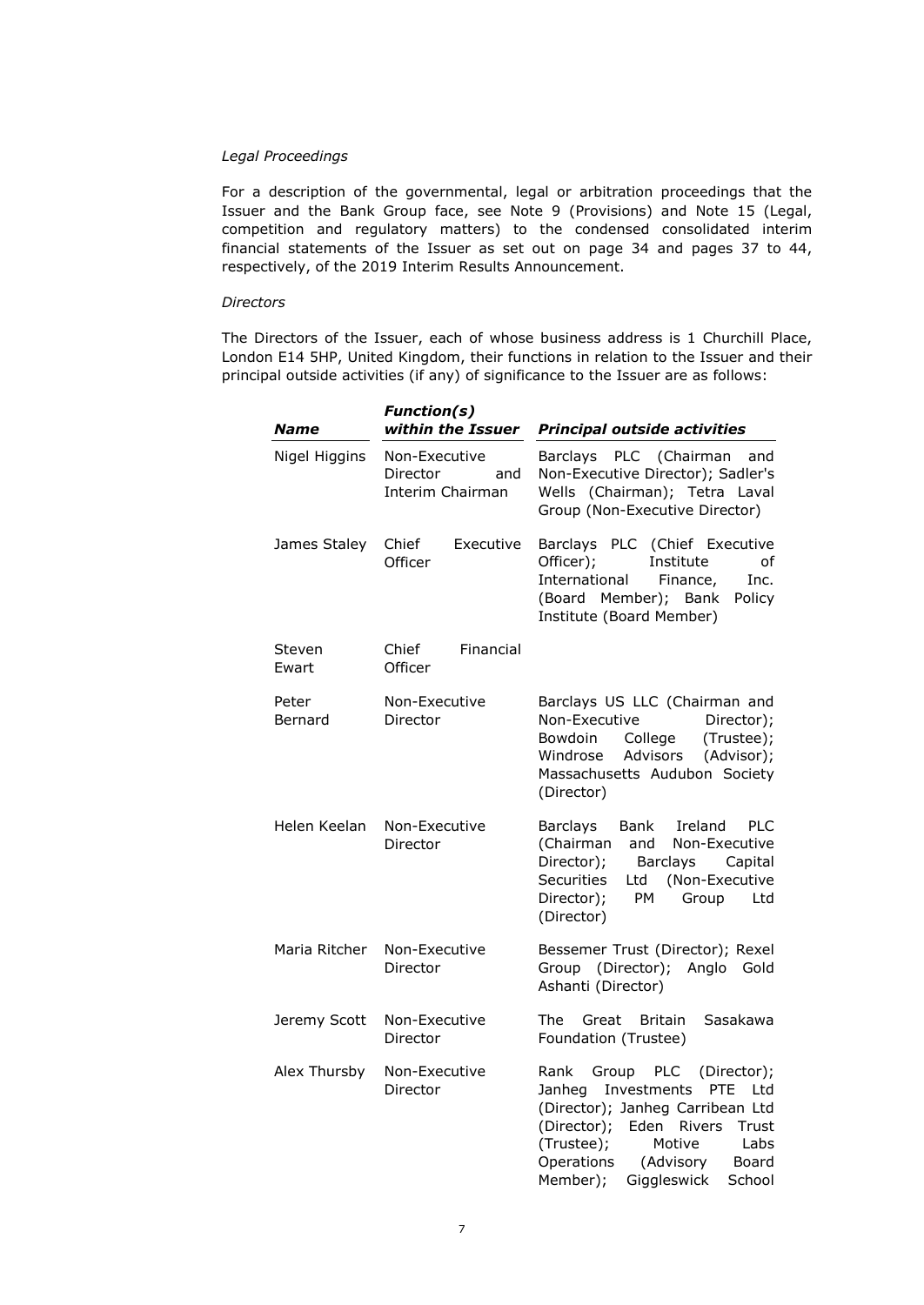*Legal Proceedings*

For a description of the governmental, legal or arbitration proceedings that the Issuer and the Bank Group face, see Note 9 (Provisions) and Note 15 (Legal, competition and regulatory matters) to the condensed consolidated interim financial statements of the Issuer as set out on page 34 and pages 37 to 44, respectively, of the 2019 Interim Results Announcement.

*Directors*

The Directors of the Issuer, each of whose business address is 1 Churchill Place, London E14 5HP, United Kingdom, their functions in relation to the Issuer and their principal outside activities (if any) of significance to the Issuer are as follows:

| ***Name*** | ***Function(s) within the Issuer*** | ***Principal outside activities*** |
|---|---|---|
| Nigel Higgins | Non-Executive Director and Interim Chairman | Barclays PLC (Chairman and Non-Executive Director); Sadler's Wells (Chairman); Tetra Laval Group (Non-Executive Director) |
| James Staley | Chief Executive Officer | Barclays PLC (Chief Executive Officer); Institute of International Finance, Inc. (Board Member); Bank Policy Institute (Board Member) |
| Steven Ewart | Chief Financial Officer | |
| Peter Bernard | Non-Executive Director | Barclays US LLC (Chairman and Non-Executive Director); Bowdoin College (Trustee); Windrose Advisors (Advisor); Massachusetts Audubon Society (Director) |
| Helen Keelan | Non-Executive Director | Barclays Bank Ireland PLC (Chairman and Non-Executive Director); Barclays Capital Securities Ltd (Non-Executive Director); PM Group Ltd (Director) |
| Maria Ritcher | Non-Executive Director | Bessemer Trust (Director); Rexel Group (Director); Anglo Gold Ashanti (Director) |
| Jeremy Scott | Non-Executive Director | The Great Britain Sasakawa Foundation (Trustee) |
| Alex Thursby | Non-Executive Director | Rank Group PLC (Director); Janheg Investments PTE Ltd (Director); Janheg Carribean Ltd (Director); Eden Rivers Trust (Trustee); Motive Labs Operations (Advisory Board Member); Giggleswick School |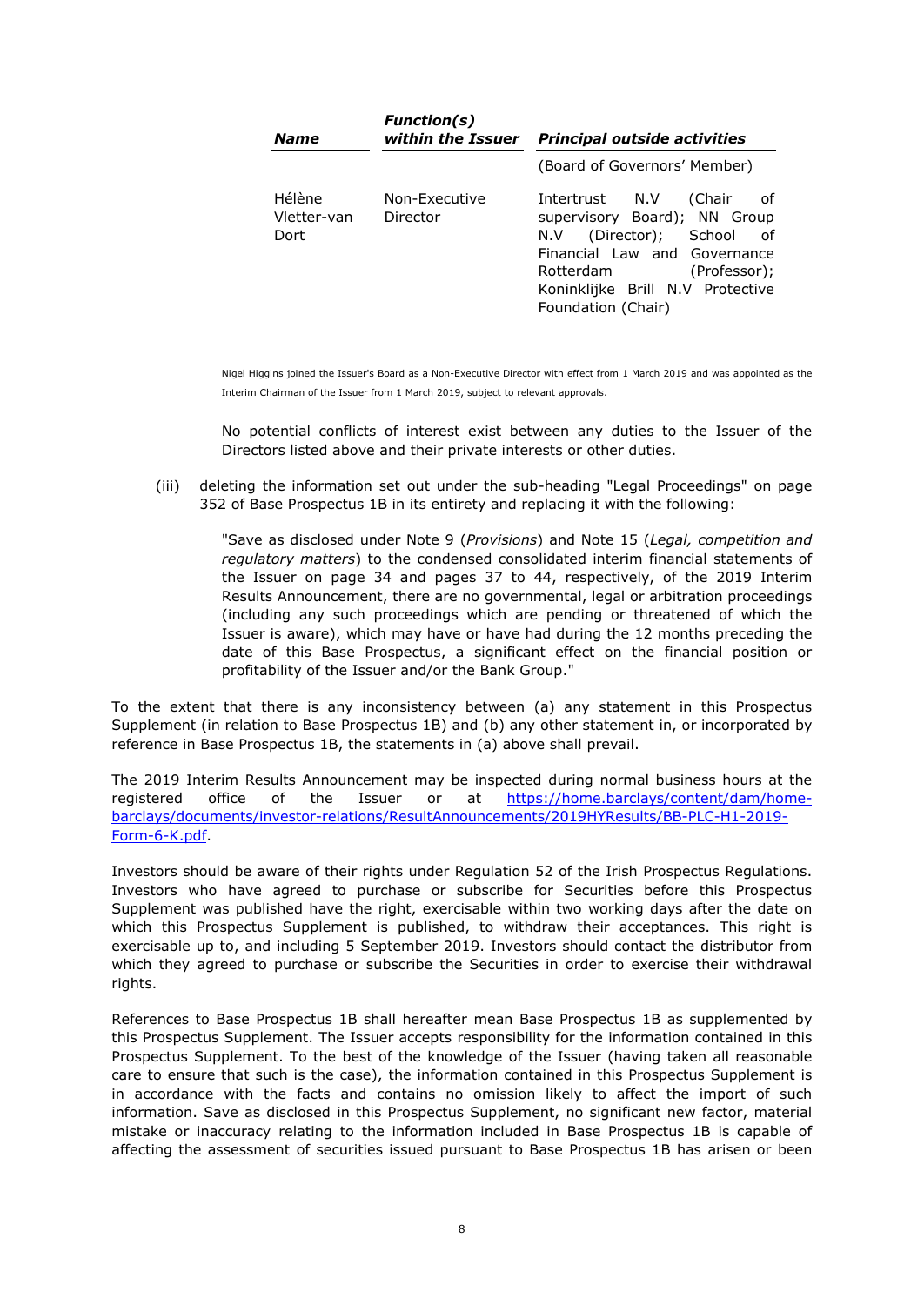| *Name* | *Function(s) within the Issuer* | *Principal outside activities* |
|---|---|---|
| | | (Board of Governors' Member) |
| Hélène Vletter-van Dort | Non-Executive Director | Intertrust N.V (Chair of supervisory Board); NN Group N.V (Director); School of Financial Law and Governance Rotterdam (Professor); Koninklijke Brill N.V Protective Foundation (Chair) |

Nigel Higgins joined the Issuer's Board as a Non-Executive Director with effect from 1 March 2019 and was appointed as the Interim Chairman of the Issuer from 1 March 2019, subject to relevant approvals.

No potential conflicts of interest exist between any duties to the Issuer of the Directors listed above and their private interests or other duties.

(iii) deleting the information set out under the sub-heading "Legal Proceedings" on page 352 of Base Prospectus 1B in its entirety and replacing it with the following:

"Save as disclosed under Note 9 (*Provisions*) and Note 15 (*Legal, competition and regulatory matters*) to the condensed consolidated interim financial statements of the Issuer on page 34 and pages 37 to 44, respectively, of the 2019 Interim Results Announcement, there are no governmental, legal or arbitration proceedings (including any such proceedings which are pending or threatened of which the Issuer is aware), which may have or have had during the 12 months preceding the date of this Base Prospectus, a significant effect on the financial position or profitability of the Issuer and/or the Bank Group."

To the extent that there is any inconsistency between (a) any statement in this Prospectus Supplement (in relation to Base Prospectus 1B) and (b) any other statement in, or incorporated by reference in Base Prospectus 1B, the statements in (a) above shall prevail.

The 2019 Interim Results Announcement may be inspected during normal business hours at the registered office of the Issuer or at https://home.barclays/content/dam/home-barclays/documents/investor-relations/ResultAnnouncements/2019HYResults/BB-PLC-H1-2019-Form-6-K.pdf.

Investors should be aware of their rights under Regulation 52 of the Irish Prospectus Regulations. Investors who have agreed to purchase or subscribe for Securities before this Prospectus Supplement was published have the right, exercisable within two working days after the date on which this Prospectus Supplement is published, to withdraw their acceptances. This right is exercisable up to, and including 5 September 2019. Investors should contact the distributor from which they agreed to purchase or subscribe the Securities in order to exercise their withdrawal rights.

References to Base Prospectus 1B shall hereafter mean Base Prospectus 1B as supplemented by this Prospectus Supplement. The Issuer accepts responsibility for the information contained in this Prospectus Supplement. To the best of the knowledge of the Issuer (having taken all reasonable care to ensure that such is the case), the information contained in this Prospectus Supplement is in accordance with the facts and contains no omission likely to affect the import of such information. Save as disclosed in this Prospectus Supplement, no significant new factor, material mistake or inaccuracy relating to the information included in Base Prospectus 1B is capable of affecting the assessment of securities issued pursuant to Base Prospectus 1B has arisen or been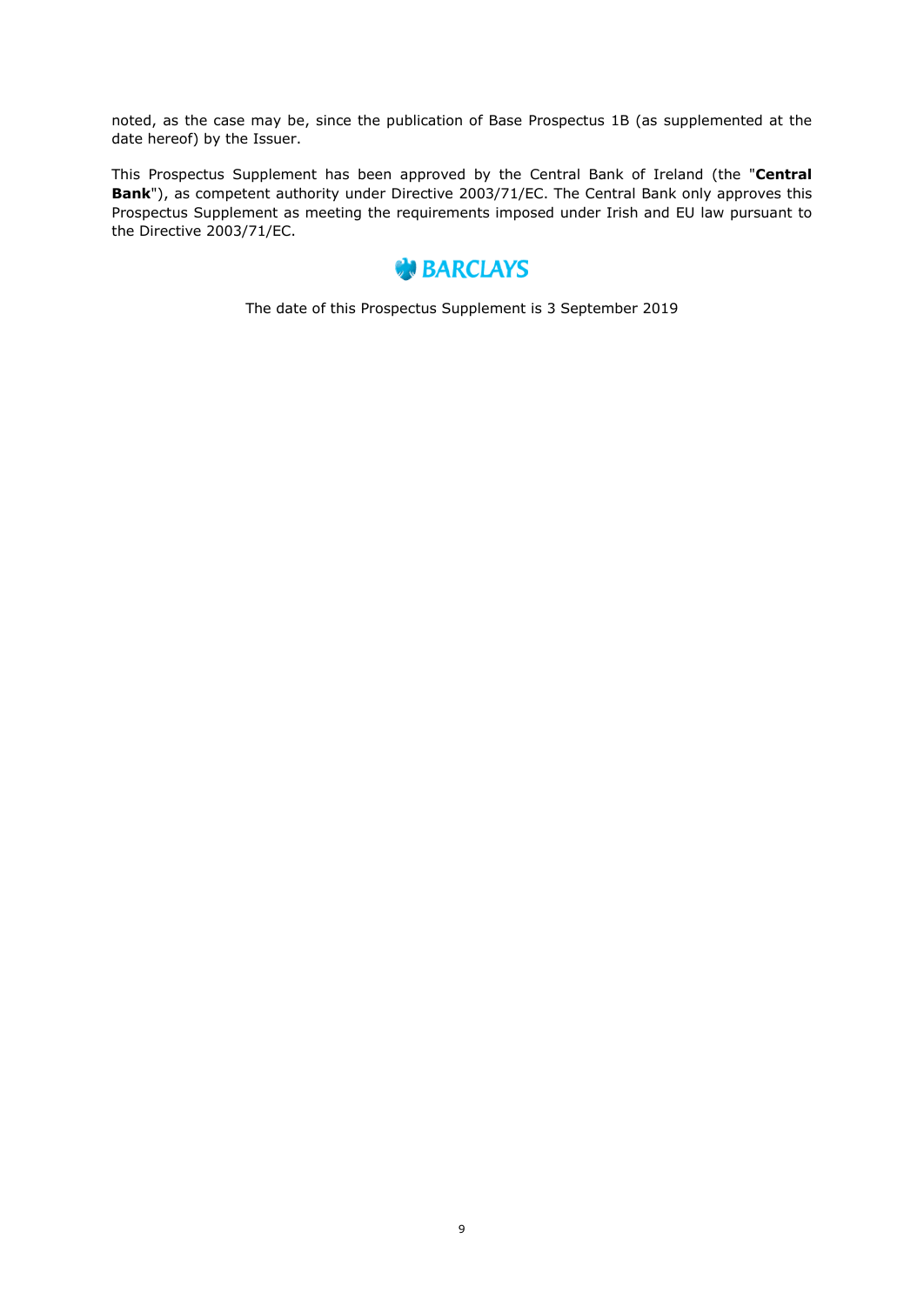noted, as the case may be, since the publication of Base Prospectus 1B (as supplemented at the date hereof) by the Issuer.

This Prospectus Supplement has been approved by the Central Bank of Ireland (the "**Central Bank**"), as competent authority under Directive 2003/71/EC. The Central Bank only approves this Prospectus Supplement as meeting the requirements imposed under Irish and EU law pursuant to the Directive 2003/71/EC.

BARCLAYS

The date of this Prospectus Supplement is 3 September 2019